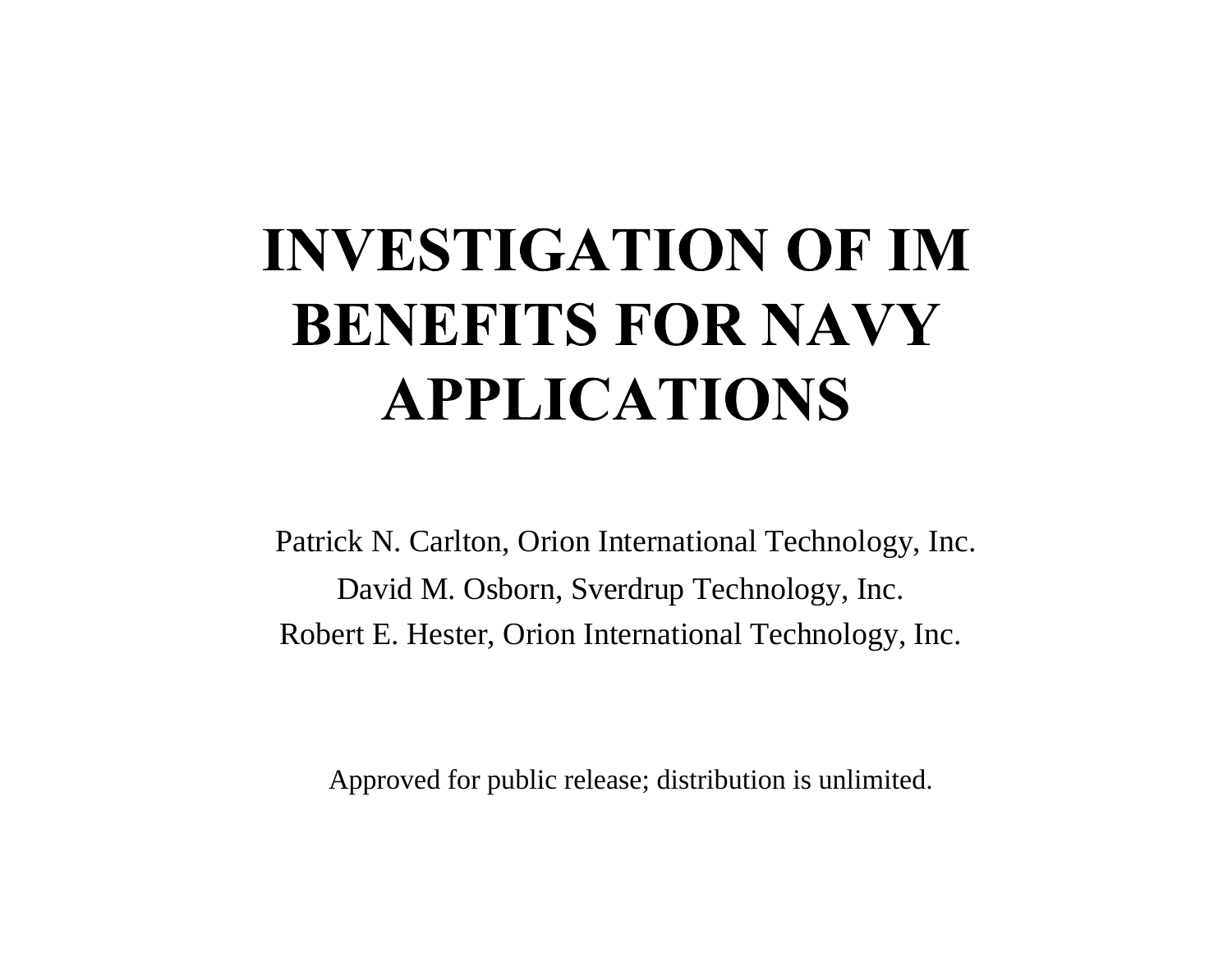# INVESTIGATION OF IM BENEFITS FOR NAVY APPLICATIONS

Patrick N. Carlton, Orion International Technology, Inc.

David M. Osborn, Sverdrup Technology, Inc.

Robert E. Hester, Orion International Technology, Inc.

Approved for public release; distribution is unlimited.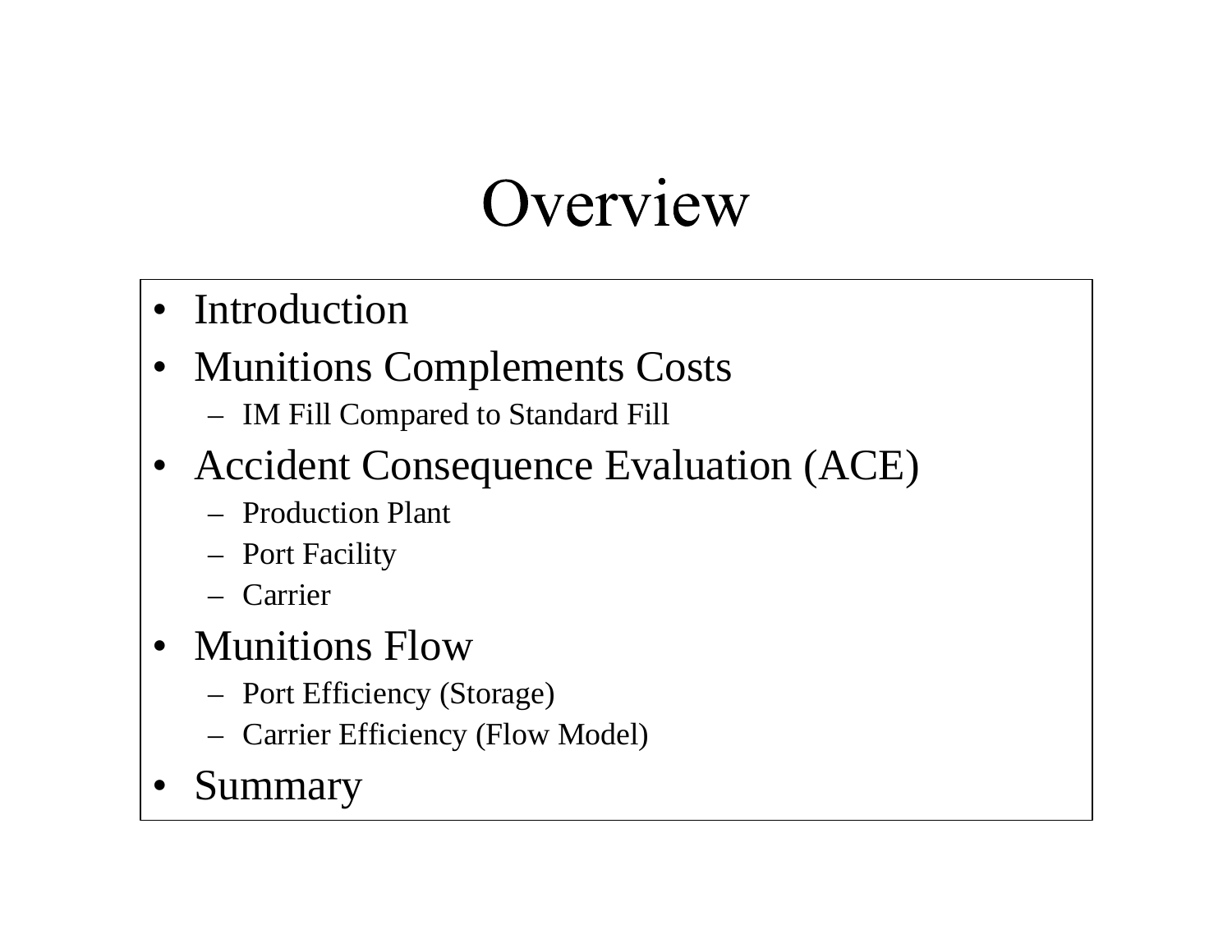# Overview

- Introduction
- Munitions Complements Costs
  - IM Fill Compared to Standard Fill
- Accident Consequence Evaluation (ACE)
  - Production Plant
  - Port Facility
  - Carrier
- Munitions Flow
  - Port Efficiency (Storage)
  - Carrier Efficiency (Flow Model)
- Summary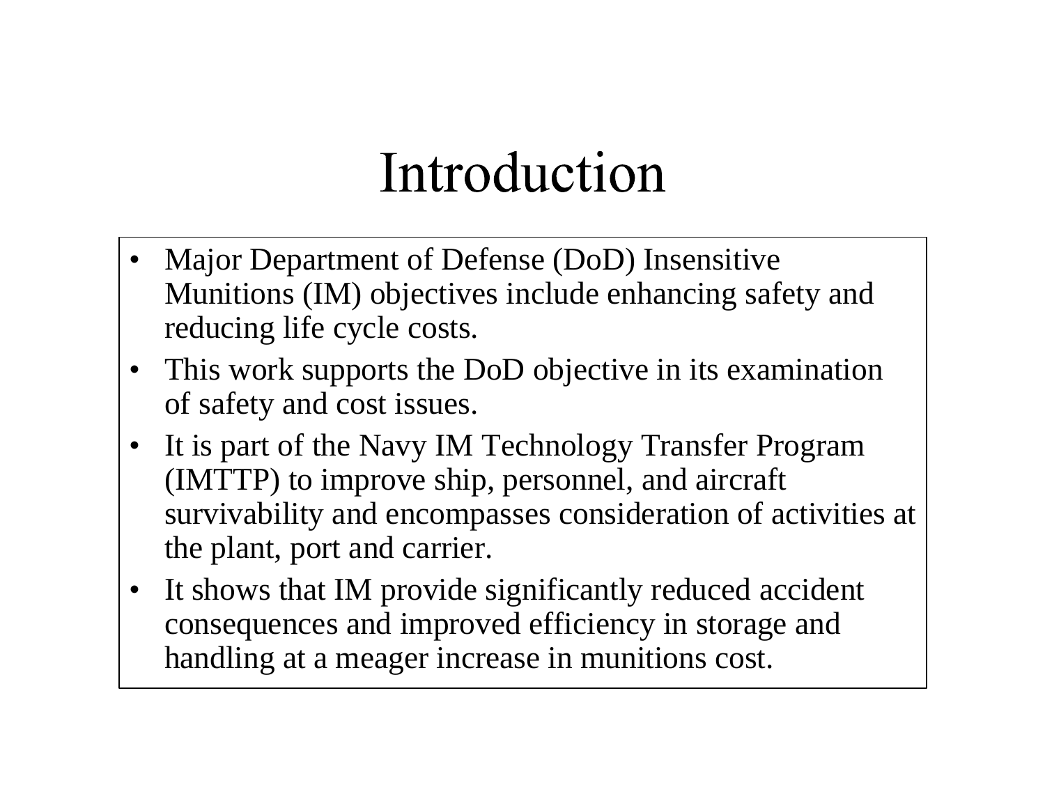# Introduction

- Major Department of Defense (DoD) Insensitive Munitions (IM) objectives include enhancing safety and reducing life cycle costs.
- This work supports the DoD objective in its examination of safety and cost issues.
- It is part of the Navy IM Technology Transfer Program (IMTTP) to improve ship, personnel, and aircraft survivability and encompasses consideration of activities at the plant, port and carrier.
- It shows that IM provide significantly reduced accident consequences and improved efficiency in storage and handling at a meager increase in munitions cost.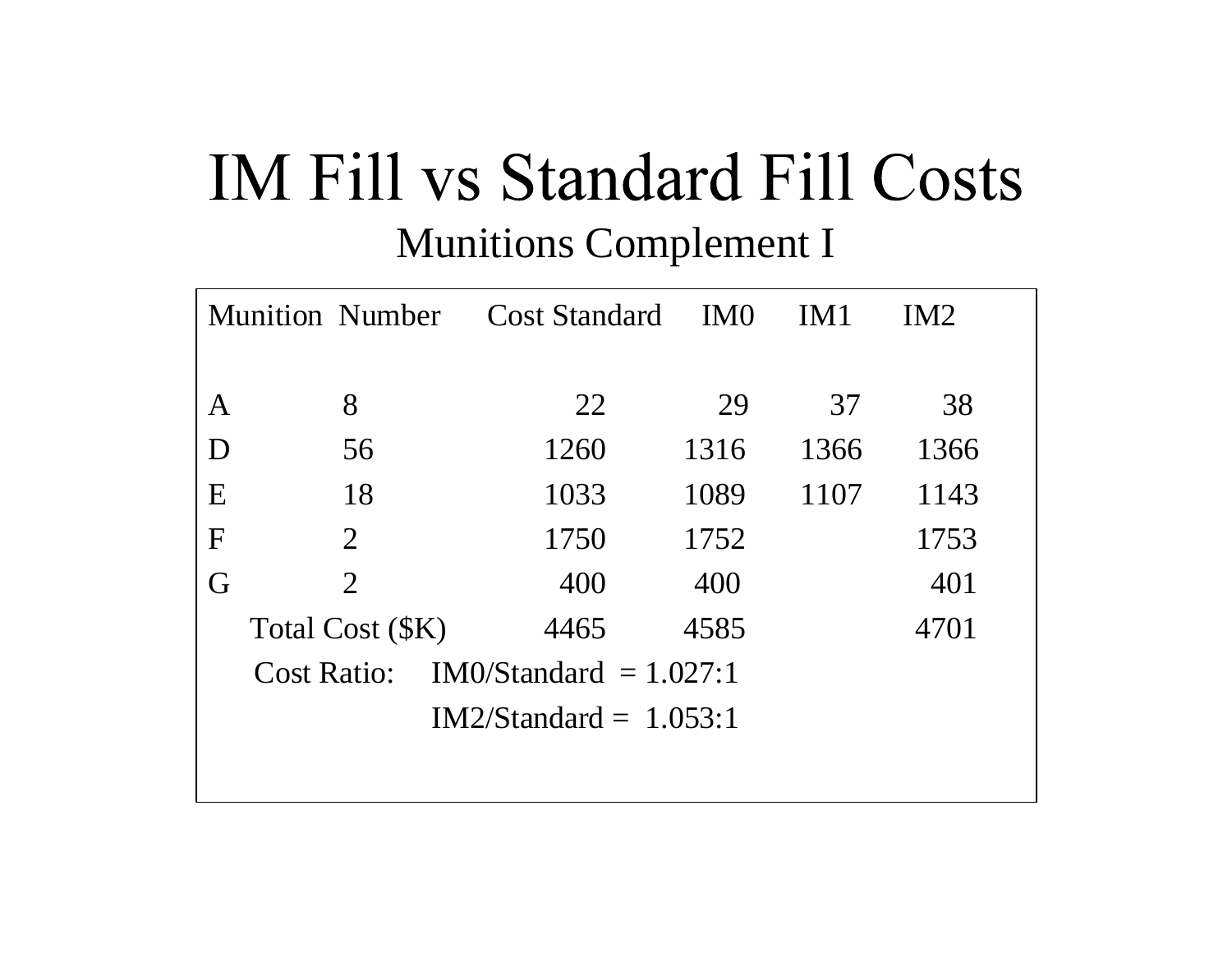# IM Fill vs Standard Fill Costs

## Munitions Complement I

| Munition | Number | Cost Standard | IM0 | IM1 | IM2 |
|---|---|---|---|---|---|
| A | 8 | 22 | 29 | 37 | 38 |
| D | 56 | 1260 | 1316 | 1366 | 1366 |
| E | 18 | 1033 | 1089 | 1107 | 1143 |
| F | 2 | 1750 | 1752 | | 1753 |
| G | 2 | 400 | 400 | | 401 |
| Total Cost ($K) | | 4465 | 4585 | | 4701 |

Cost Ratio: IM0/Standard = 1.027:1

IM2/Standard = 1.053:1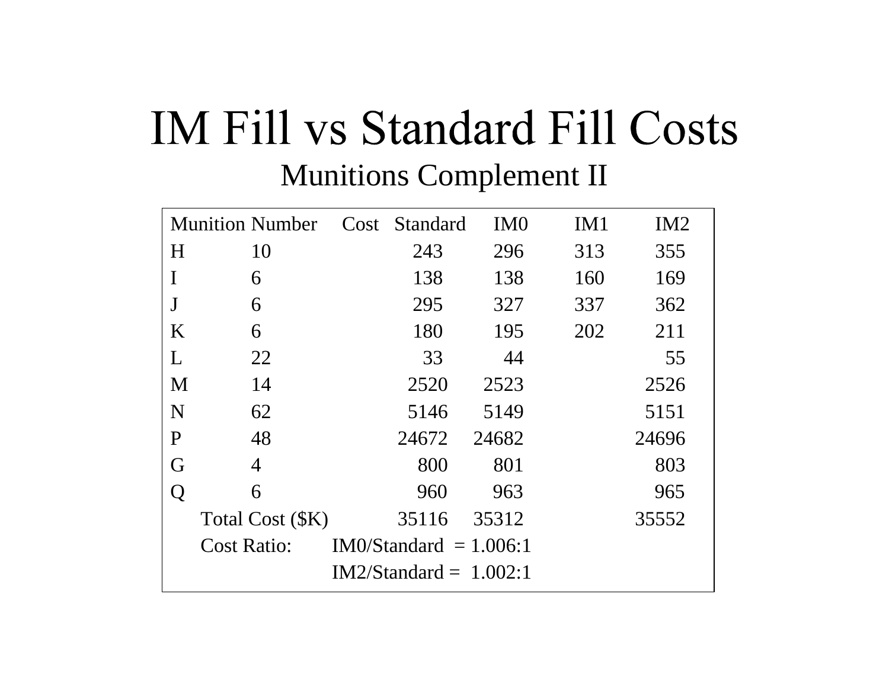# IM Fill vs Standard Fill Costs

## Munitions Complement II

| Munition | Number | Cost Standard | IM0 | IM1 | IM2 |
|---|---|---|---|---|---|
| H | 10 | 243 | 296 | 313 | 355 |
| I | 6 | 138 | 138 | 160 | 169 |
| J | 6 | 295 | 327 | 337 | 362 |
| K | 6 | 180 | 195 | 202 | 211 |
| L | 22 | 33 | 44 | | 55 |
| M | 14 | 2520 | 2523 | | 2526 |
| N | 62 | 5146 | 5149 | | 5151 |
| P | 48 | 24672 | 24682 | | 24696 |
| G | 4 | 800 | 801 | | 803 |
| Q | 6 | 960 | 963 | | 965 |
| Total Cost ($K) | | 35116 | 35312 | | 35552 |

Cost Ratio: IM0/Standard = 1.006:1

IM2/Standard = 1.002:1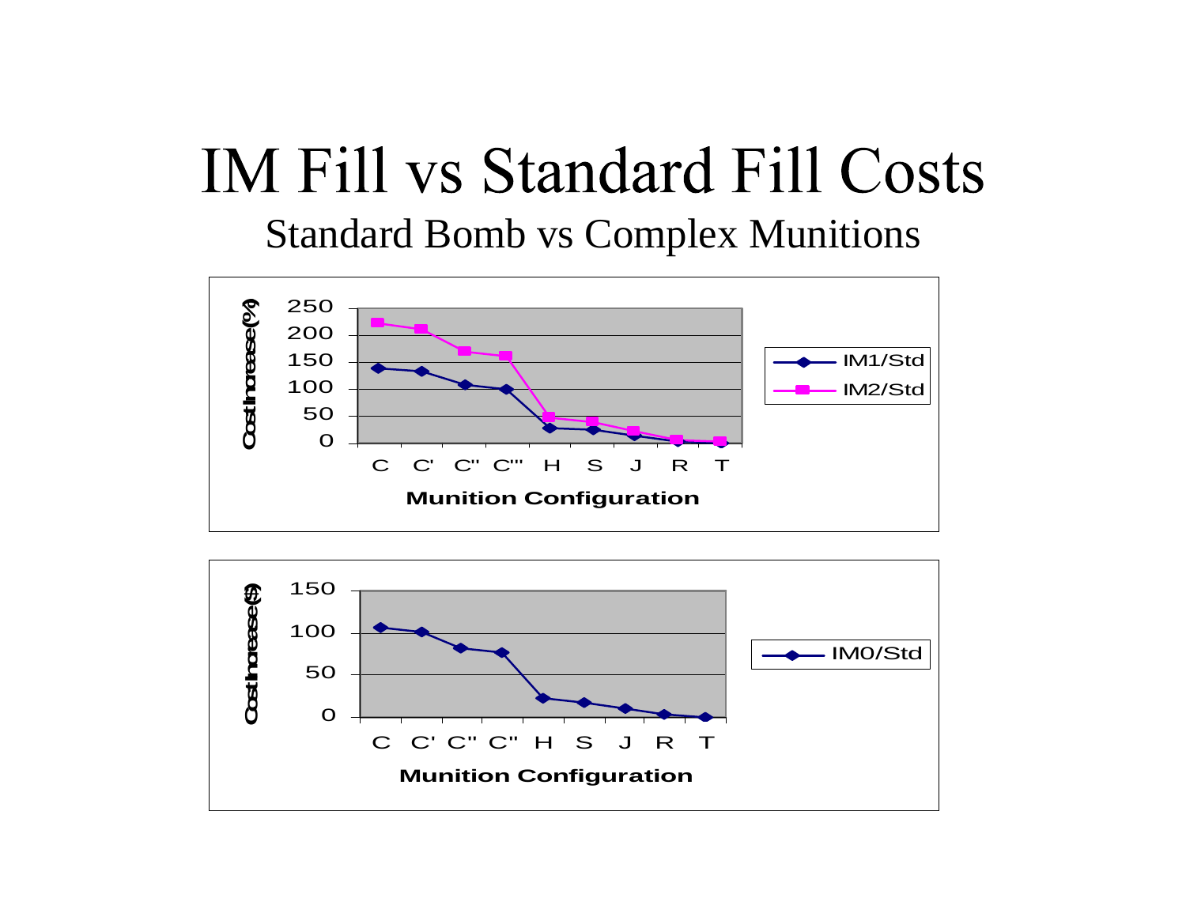# IM Fill vs Standard Fill Costs

## Standard Bomb vs Complex Munitions

Cost Increase (%)

250
200
150
100
50
0

C C' C'' C''' H S J R T

**Munition Configuration**

IM1/Std
IM2/Std

Cost Increase ($)

150
100
50
0

C C' C'' C'' H S J R T

**Munition Configuration**

IM0/Std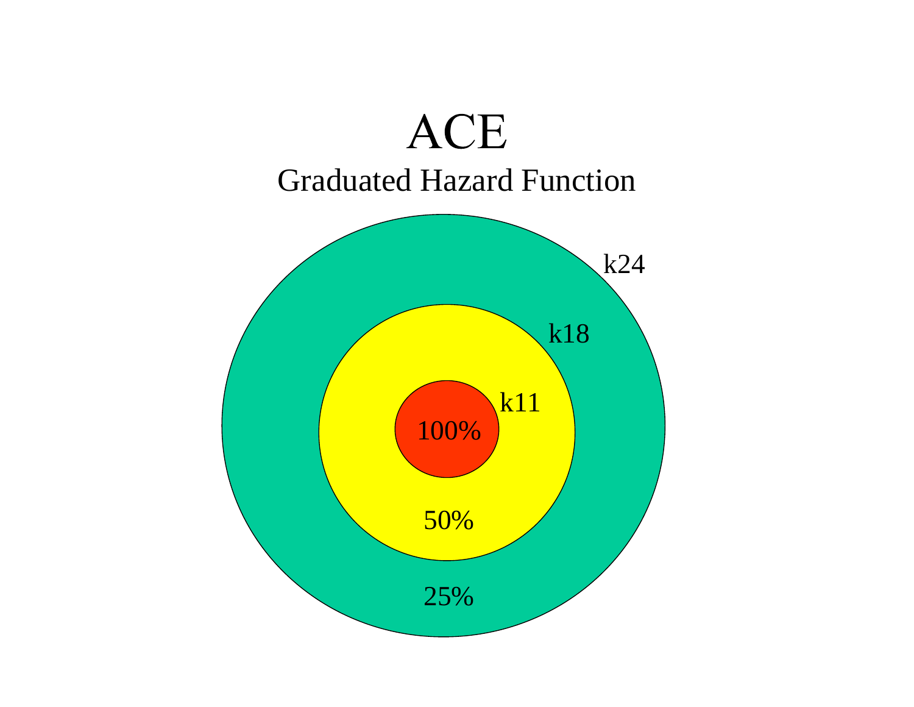# ACE

## Graduated Hazard Function

k24

k18

k11

100%

50%

25%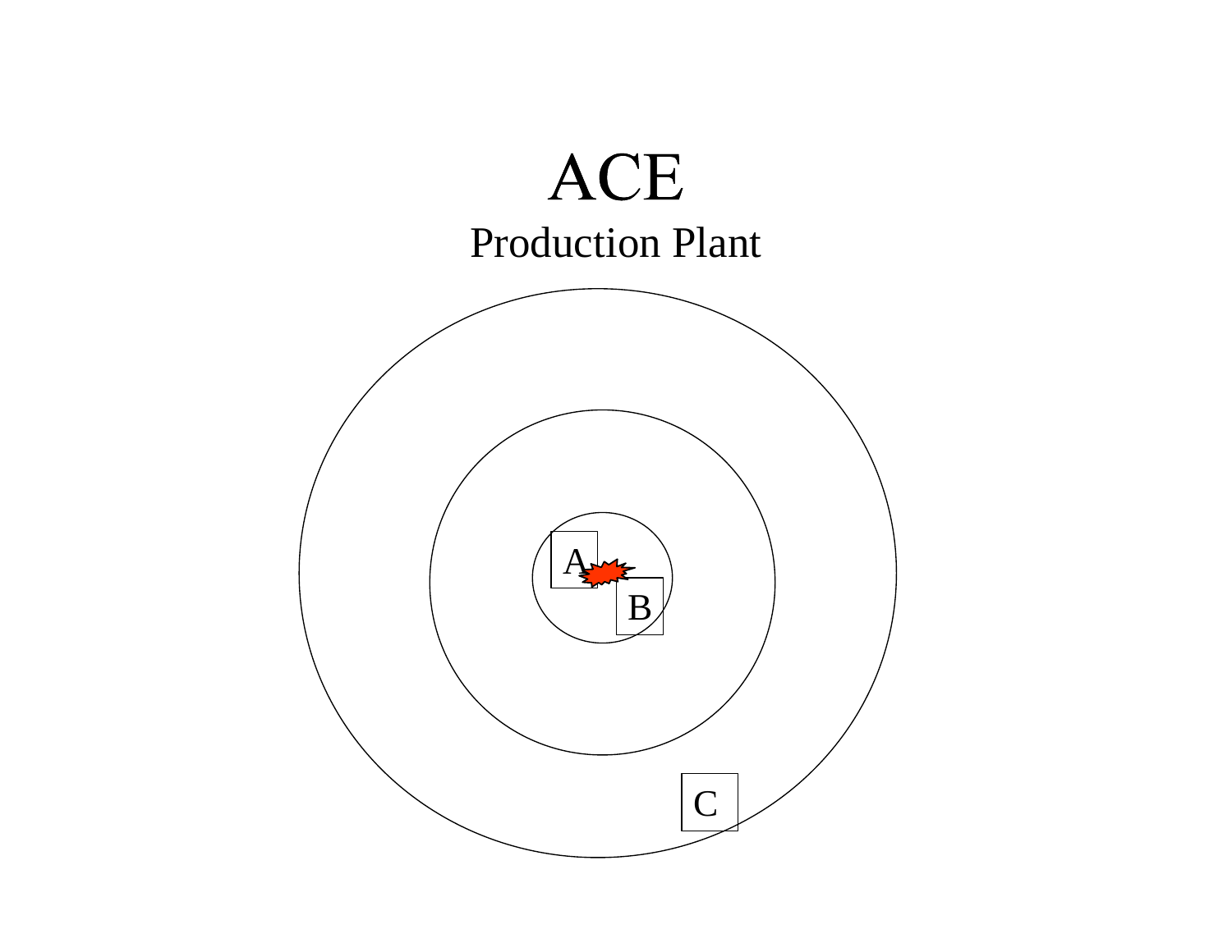# ACE

Production Plant

A

B

C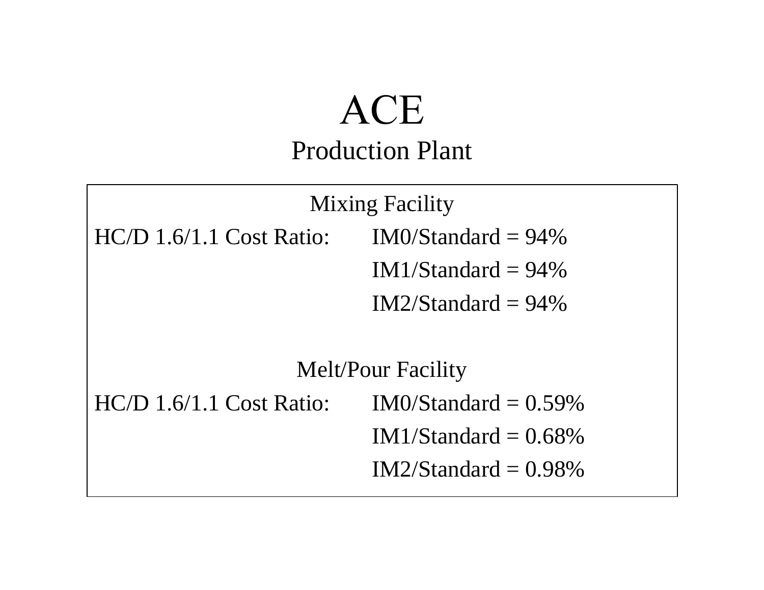# ACE

## Production Plant

### Mixing Facility

HC/D 1.6/1.1 Cost Ratio: IM0/Standard = 94%

IM1/Standard = 94%

IM2/Standard = 94%

### Melt/Pour Facility

HC/D 1.6/1.1 Cost Ratio: IM0/Standard = 0.59%

IM1/Standard = 0.68%

IM2/Standard = 0.98%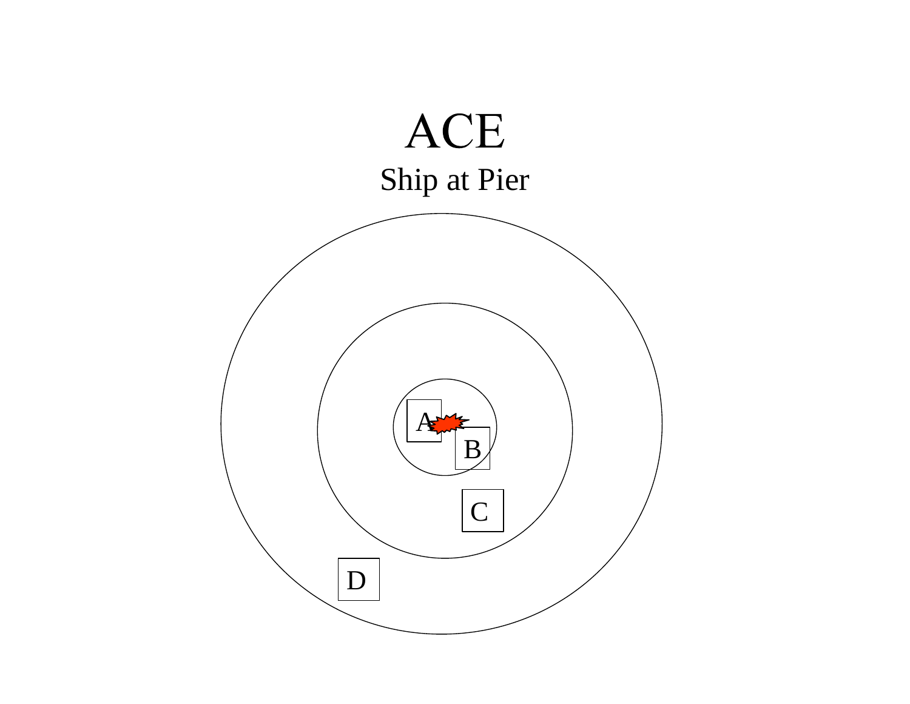# ACE

## Ship at Pier

A

B

C

D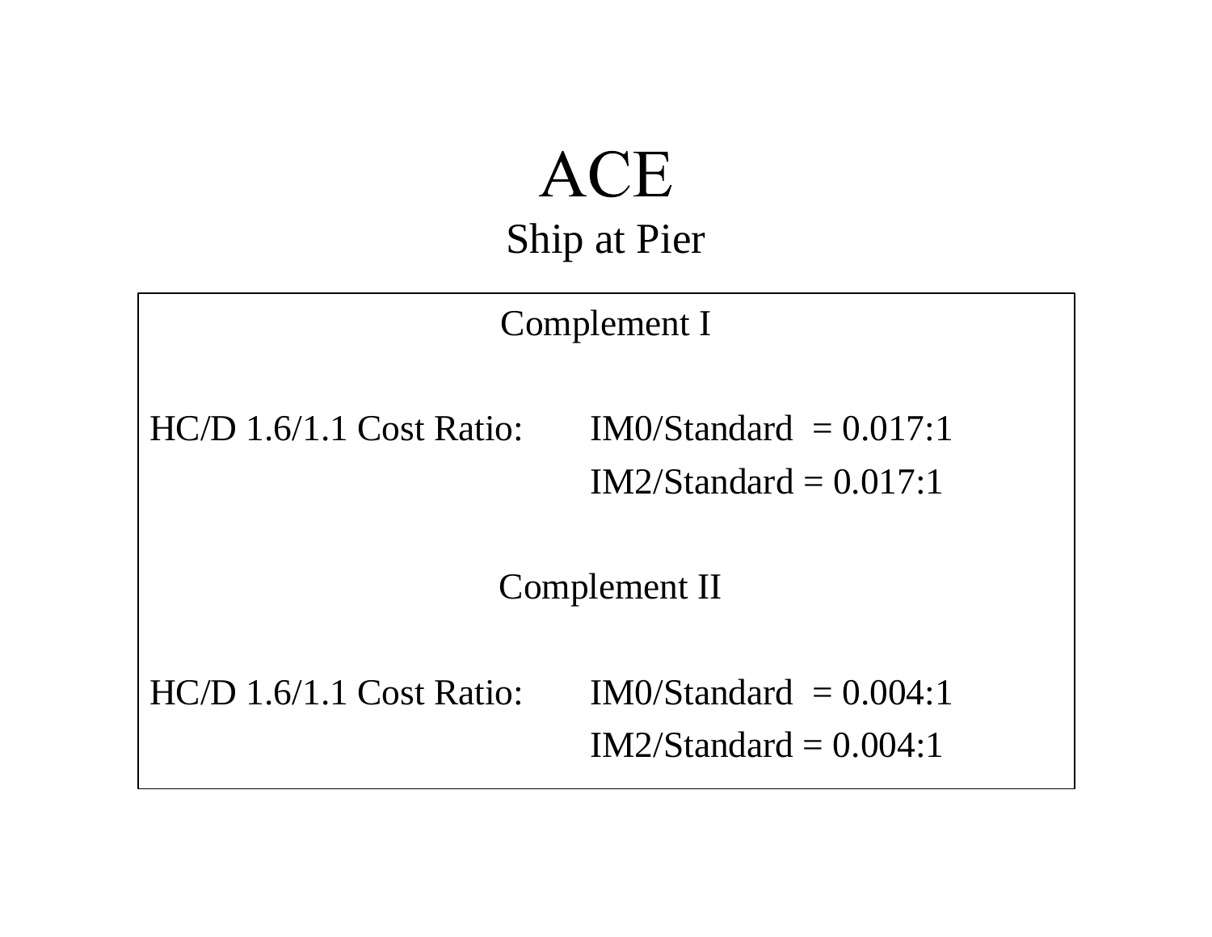# ACE

## Ship at Pier

### Complement I

HC/D 1.6/1.1 Cost Ratio: IM0/Standard = 0.017:1

IM2/Standard = 0.017:1

### Complement II

HC/D 1.6/1.1 Cost Ratio: IM0/Standard = 0.004:1

IM2/Standard = 0.004:1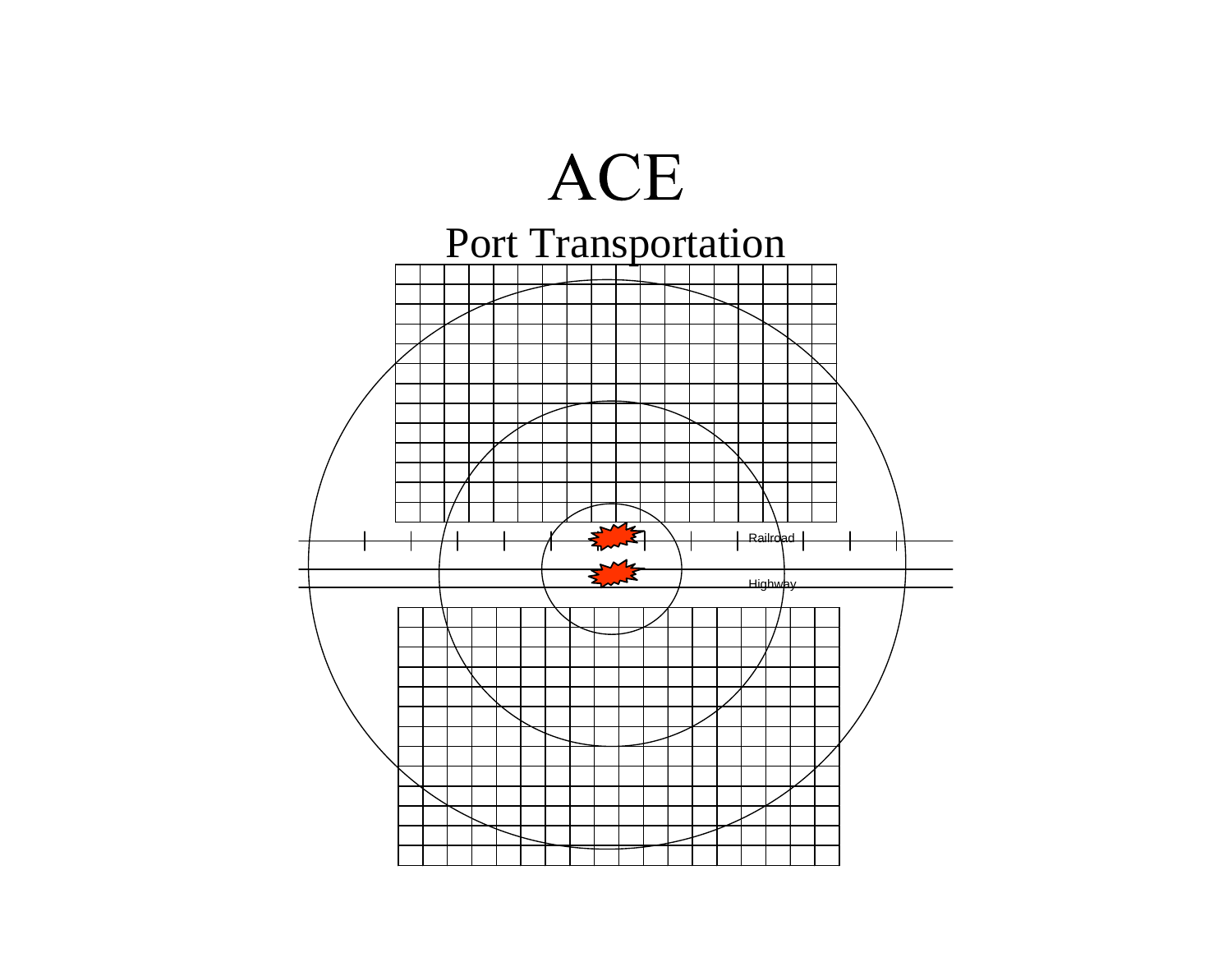# ACE

## Port Transportation

Railroad

Highway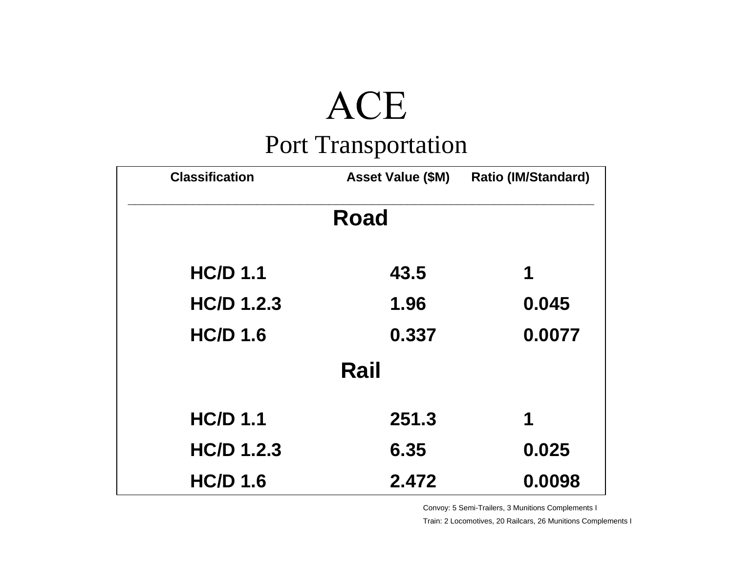# ACE

## Port Transportation

| Classification | Asset Value ($M) | Ratio (IM/Standard) |
|---|---|---|
| **Road** | | |
| HC/D 1.1 | 43.5 | 1 |
| HC/D 1.2.3 | 1.96 | 0.045 |
| HC/D 1.6 | 0.337 | 0.0077 |
| **Rail** | | |
| HC/D 1.1 | 251.3 | 1 |
| HC/D 1.2.3 | 6.35 | 0.025 |
| HC/D 1.6 | 2.472 | 0.0098 |

Convoy: 5 Semi-Trailers, 3 Munitions Complements I

Train: 2 Locomotives, 20 Railcars, 26 Munitions Complements I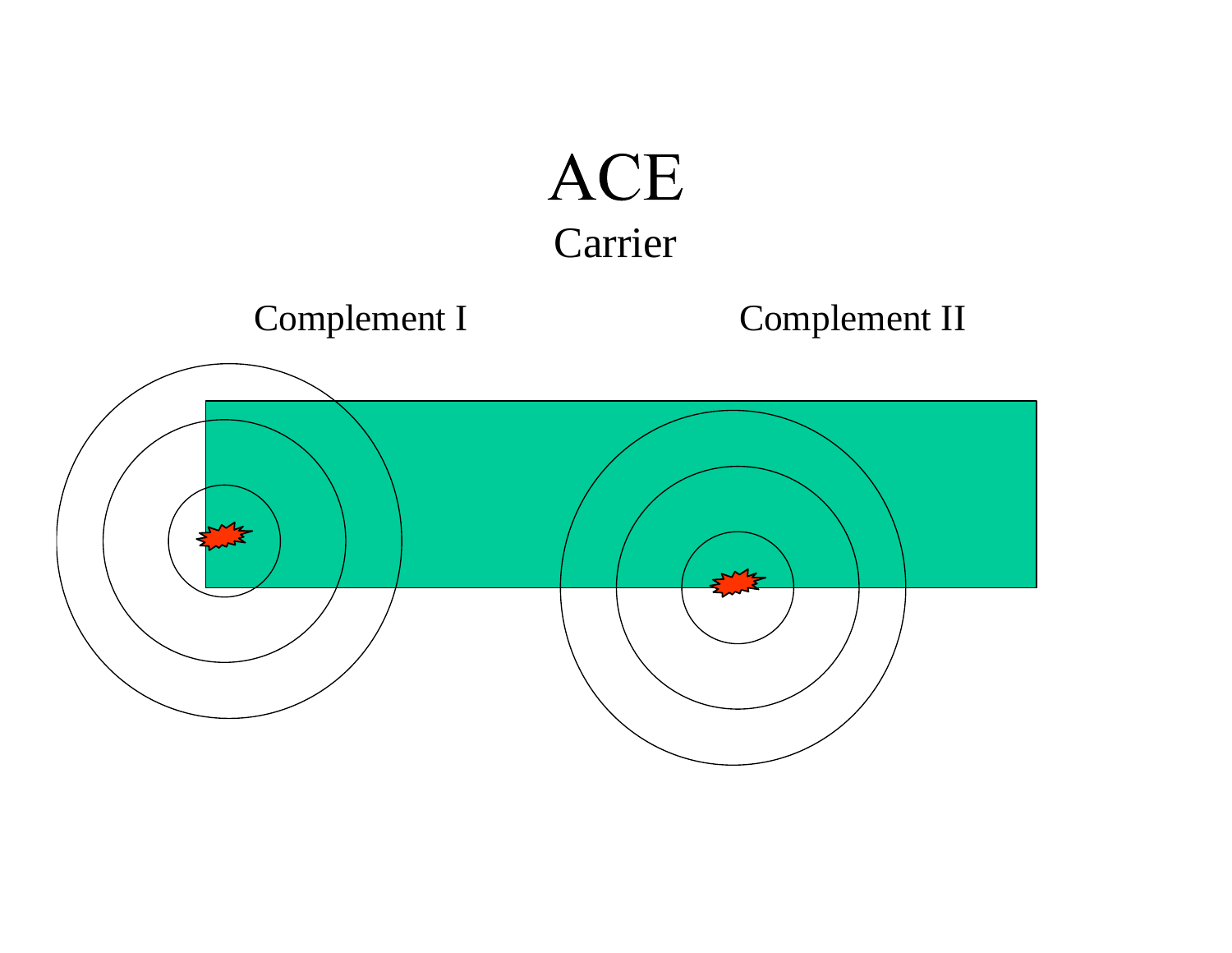# ACE

Carrier

Complement I

Complement II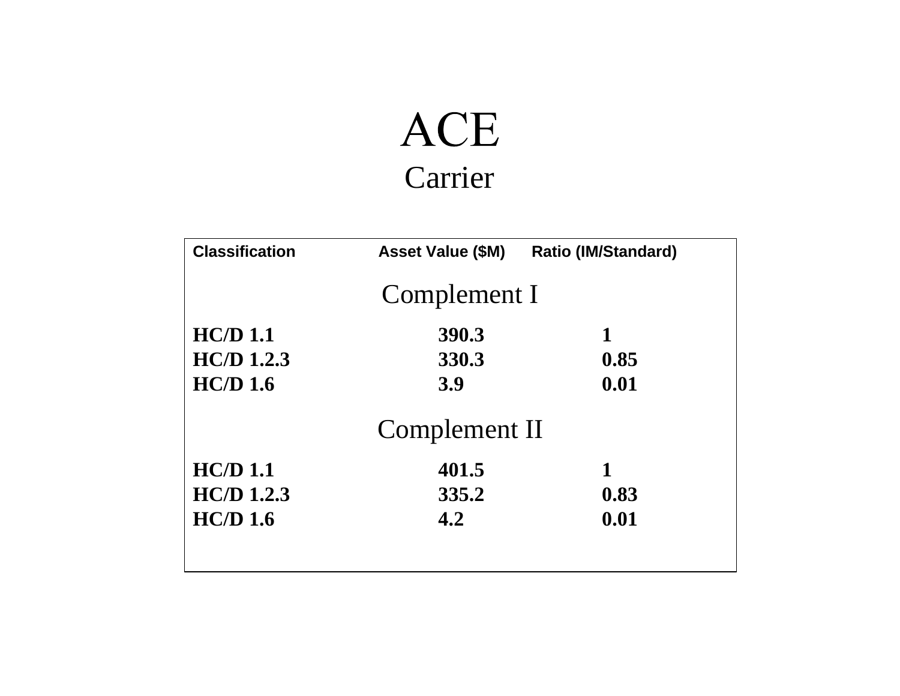# ACE

## Carrier

| Classification | Asset Value ($M) | Ratio (IM/Standard) |
|---|---|---|
| **Complement I** | | |
| **HC/D 1.1** | **390.3** | **1** |
| **HC/D 1.2.3** | **330.3** | **0.85** |
| **HC/D 1.6** | **3.9** | **0.01** |
| **Complement II** | | |
| **HC/D 1.1** | **401.5** | **1** |
| **HC/D 1.2.3** | **335.2** | **0.83** |
| **HC/D 1.6** | **4.2** | **0.01** |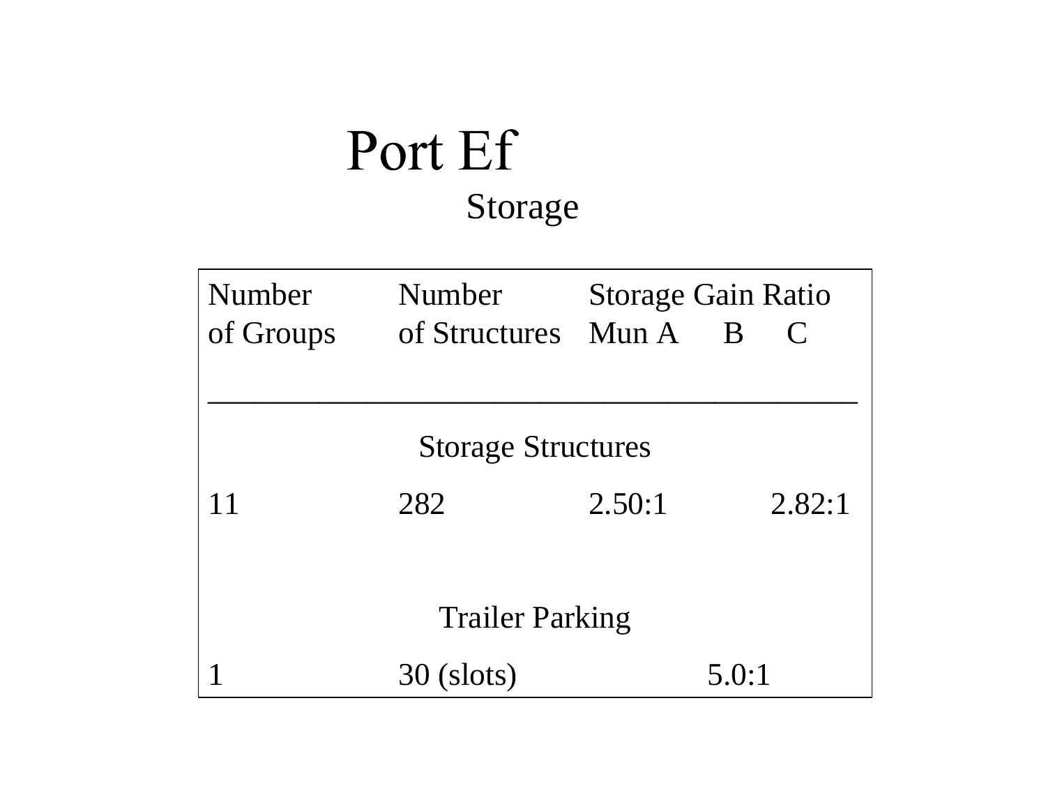# Port Ef

## Storage

| Number of Groups | Number of Structures | Storage Gain Ratio Mun A | B | C |
|---|---|---|---|---|
| **Storage Structures** | | | | |
| 11 | 282 | 2.50:1 | | 2.82:1 |
| **Trailer Parking** | | | | |
| 1 | 30 (slots) | | 5.0:1 | |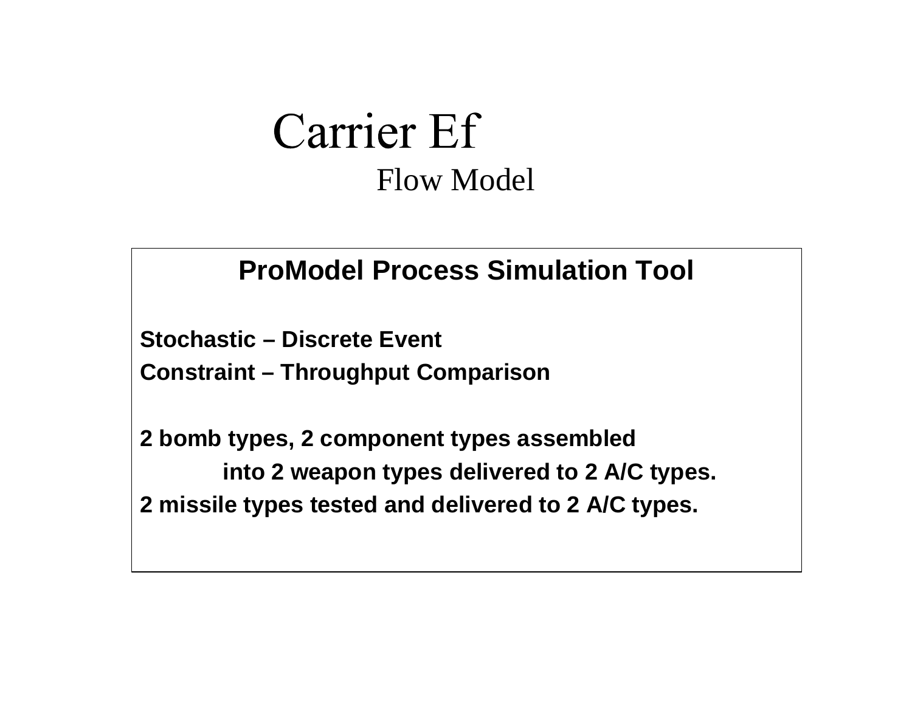# Carrier Ef

## Flow Model

**ProModel Process Simulation Tool**

**Stochastic – Discrete Event**

**Constraint – Throughput Comparison**

**2 bomb types, 2 component types assembled into 2 weapon types delivered to 2 A/C types.**

**2 missile types tested and delivered to 2 A/C types.**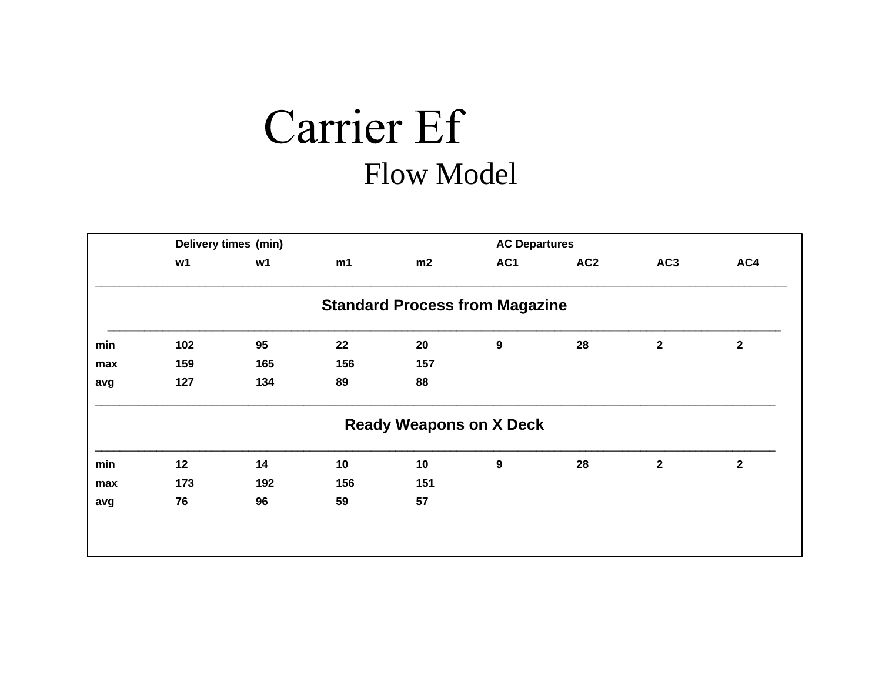# Carrier Ef

## Flow Model

| | Delivery times (min) | | | | AC Departures | | | |
|---|---|---|---|---|---|---|---|---|
| | w1 | w1 | m1 | m2 | AC1 | AC2 | AC3 | AC4 |
| **Standard Process from Magazine** | | | | | | | | |
| min | 102 | 95 | 22 | 20 | 9 | 28 | 2 | 2 |
| max | 159 | 165 | 156 | 157 | | | | |
| avg | 127 | 134 | 89 | 88 | | | | |
| **Ready Weapons on X Deck** | | | | | | | | |
| min | 12 | 14 | 10 | 10 | 9 | 28 | 2 | 2 |
| max | 173 | 192 | 156 | 151 | | | | |
| avg | 76 | 96 | 59 | 57 | | | | |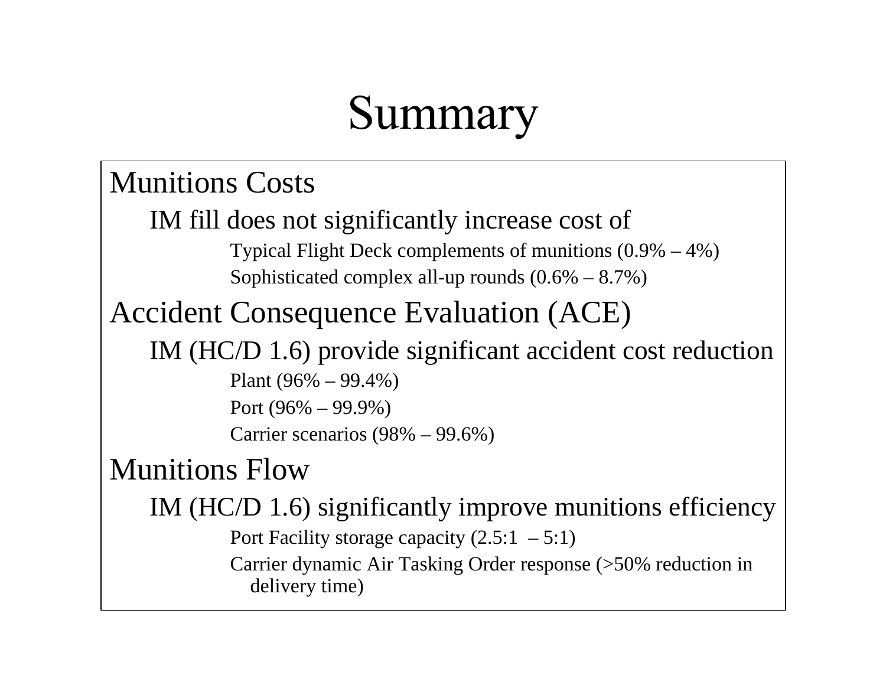# Summary

## Munitions Costs

IM fill does not significantly increase cost of

- Typical Flight Deck complements of munitions (0.9% – 4%)
- Sophisticated complex all-up rounds (0.6% – 8.7%)

## Accident Consequence Evaluation (ACE)

IM (HC/D 1.6) provide significant accident cost reduction

- Plant (96% – 99.4%)
- Port (96% – 99.9%)
- Carrier scenarios (98% – 99.6%)

## Munitions Flow

IM (HC/D 1.6) significantly improve munitions efficiency

- Port Facility storage capacity (2.5:1 – 5:1)
- Carrier dynamic Air Tasking Order response (>50% reduction in delivery time)